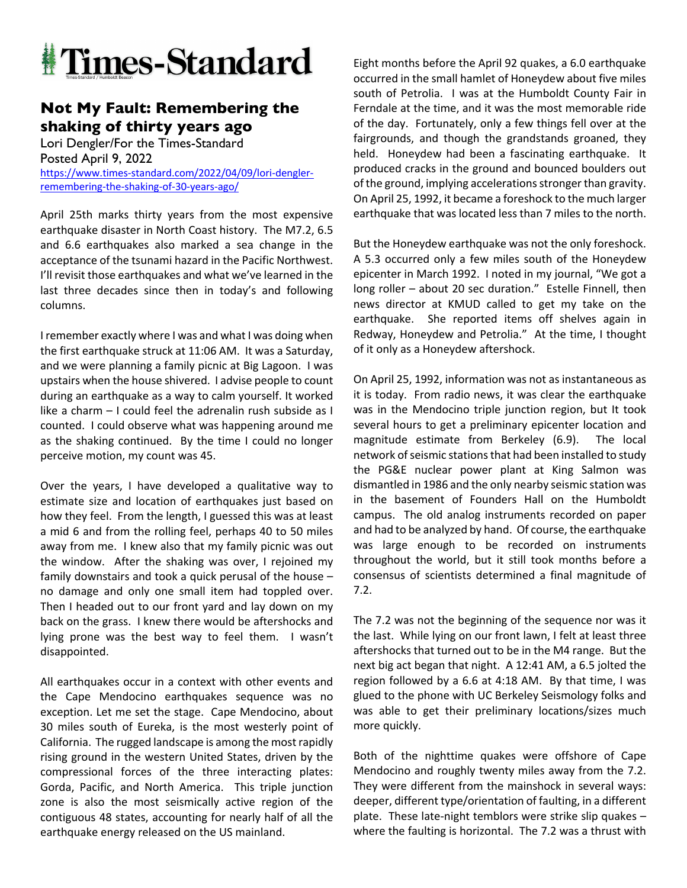# Times-Standard

## Not My Fault: Remembering the shaking of thirty years ago

Lori Dengler/For the Times-Standard
Posted April 9, 2022
https://www.times-standard.com/2022/04/09/lori-dengler-remembering-the-shaking-of-30-years-ago/

April 25th marks thirty years from the most expensive earthquake disaster in North Coast history. The M7.2, 6.5 and 6.6 earthquakes also marked a sea change in the acceptance of the tsunami hazard in the Pacific Northwest. I'll revisit those earthquakes and what we've learned in the last three decades since then in today's and following columns.

I remember exactly where I was and what I was doing when the first earthquake struck at 11:06 AM. It was a Saturday, and we were planning a family picnic at Big Lagoon. I was upstairs when the house shivered. I advise people to count during an earthquake as a way to calm yourself. It worked like a charm – I could feel the adrenalin rush subside as I counted. I could observe what was happening around me as the shaking continued. By the time I could no longer perceive motion, my count was 45.

Over the years, I have developed a qualitative way to estimate size and location of earthquakes just based on how they feel. From the length, I guessed this was at least a mid 6 and from the rolling feel, perhaps 40 to 50 miles away from me. I knew also that my family picnic was out the window. After the shaking was over, I rejoined my family downstairs and took a quick perusal of the house – no damage and only one small item had toppled over. Then I headed out to our front yard and lay down on my back on the grass. I knew there would be aftershocks and lying prone was the best way to feel them. I wasn't disappointed.

All earthquakes occur in a context with other events and the Cape Mendocino earthquakes sequence was no exception. Let me set the stage. Cape Mendocino, about 30 miles south of Eureka, is the most westerly point of California. The rugged landscape is among the most rapidly rising ground in the western United States, driven by the compressional forces of the three interacting plates: Gorda, Pacific, and North America. This triple junction zone is also the most seismically active region of the contiguous 48 states, accounting for nearly half of all the earthquake energy released on the US mainland.

Eight months before the April 92 quakes, a 6.0 earthquake occurred in the small hamlet of Honeydew about five miles south of Petrolia. I was at the Humboldt County Fair in Ferndale at the time, and it was the most memorable ride of the day. Fortunately, only a few things fell over at the fairgrounds, and though the grandstands groaned, they held. Honeydew had been a fascinating earthquake. It produced cracks in the ground and bounced boulders out of the ground, implying accelerations stronger than gravity. On April 25, 1992, it became a foreshock to the much larger earthquake that was located less than 7 miles to the north.

But the Honeydew earthquake was not the only foreshock. A 5.3 occurred only a few miles south of the Honeydew epicenter in March 1992. I noted in my journal, "We got a long roller – about 20 sec duration." Estelle Finnell, then news director at KMUD called to get my take on the earthquake. She reported items off shelves again in Redway, Honeydew and Petrolia." At the time, I thought of it only as a Honeydew aftershock.

On April 25, 1992, information was not as instantaneous as it is today. From radio news, it was clear the earthquake was in the Mendocino triple junction region, but It took several hours to get a preliminary epicenter location and magnitude estimate from Berkeley (6.9). The local network of seismic stations that had been installed to study the PG&E nuclear power plant at King Salmon was dismantled in 1986 and the only nearby seismic station was in the basement of Founders Hall on the Humboldt campus. The old analog instruments recorded on paper and had to be analyzed by hand. Of course, the earthquake was large enough to be recorded on instruments throughout the world, but it still took months before a consensus of scientists determined a final magnitude of 7.2.

The 7.2 was not the beginning of the sequence nor was it the last. While lying on our front lawn, I felt at least three aftershocks that turned out to be in the M4 range. But the next big act began that night. A 12:41 AM, a 6.5 jolted the region followed by a 6.6 at 4:18 AM. By that time, I was glued to the phone with UC Berkeley Seismology folks and was able to get their preliminary locations/sizes much more quickly.

Both of the nighttime quakes were offshore of Cape Mendocino and roughly twenty miles away from the 7.2. They were different from the mainshock in several ways: deeper, different type/orientation of faulting, in a different plate. These late-night temblors were strike slip quakes – where the faulting is horizontal. The 7.2 was a thrust with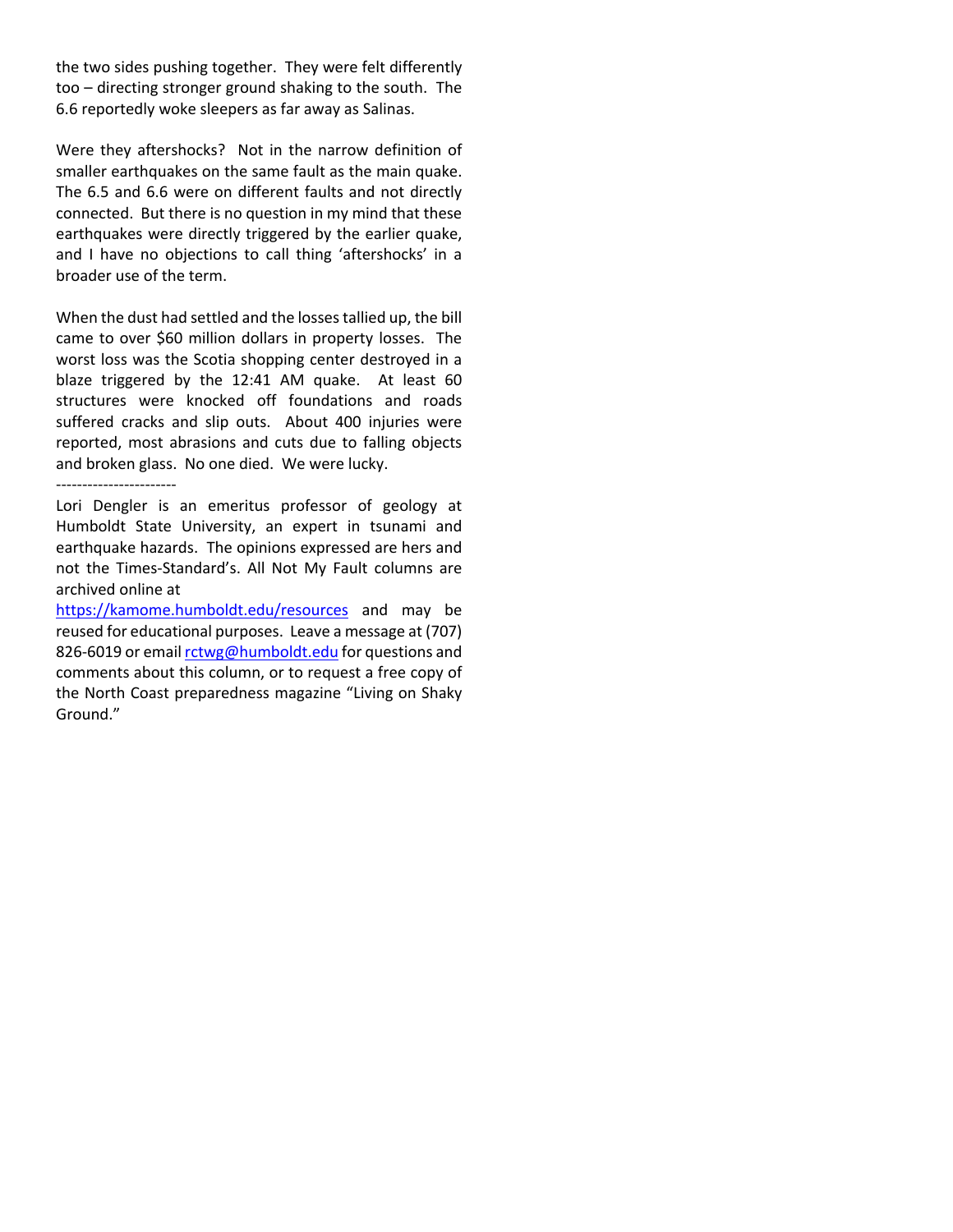the two sides pushing together. They were felt differently too – directing stronger ground shaking to the south. The 6.6 reportedly woke sleepers as far away as Salinas.

Were they aftershocks? Not in the narrow definition of smaller earthquakes on the same fault as the main quake. The 6.5 and 6.6 were on different faults and not directly connected. But there is no question in my mind that these earthquakes were directly triggered by the earlier quake, and I have no objections to call thing 'aftershocks' in a broader use of the term.

When the dust had settled and the losses tallied up, the bill came to over $60 million dollars in property losses. The worst loss was the Scotia shopping center destroyed in a blaze triggered by the 12:41 AM quake. At least 60 structures were knocked off foundations and roads suffered cracks and slip outs. About 400 injuries were reported, most abrasions and cuts due to falling objects and broken glass. No one died. We were lucky.

-----------------------

Lori Dengler is an emeritus professor of geology at Humboldt State University, an expert in tsunami and earthquake hazards. The opinions expressed are hers and not the Times-Standard's. All Not My Fault columns are archived online at https://kamome.humboldt.edu/resources and may be reused for educational purposes. Leave a message at (707) 826-6019 or email rctwg@humboldt.edu for questions and comments about this column, or to request a free copy of the North Coast preparedness magazine "Living on Shaky Ground."